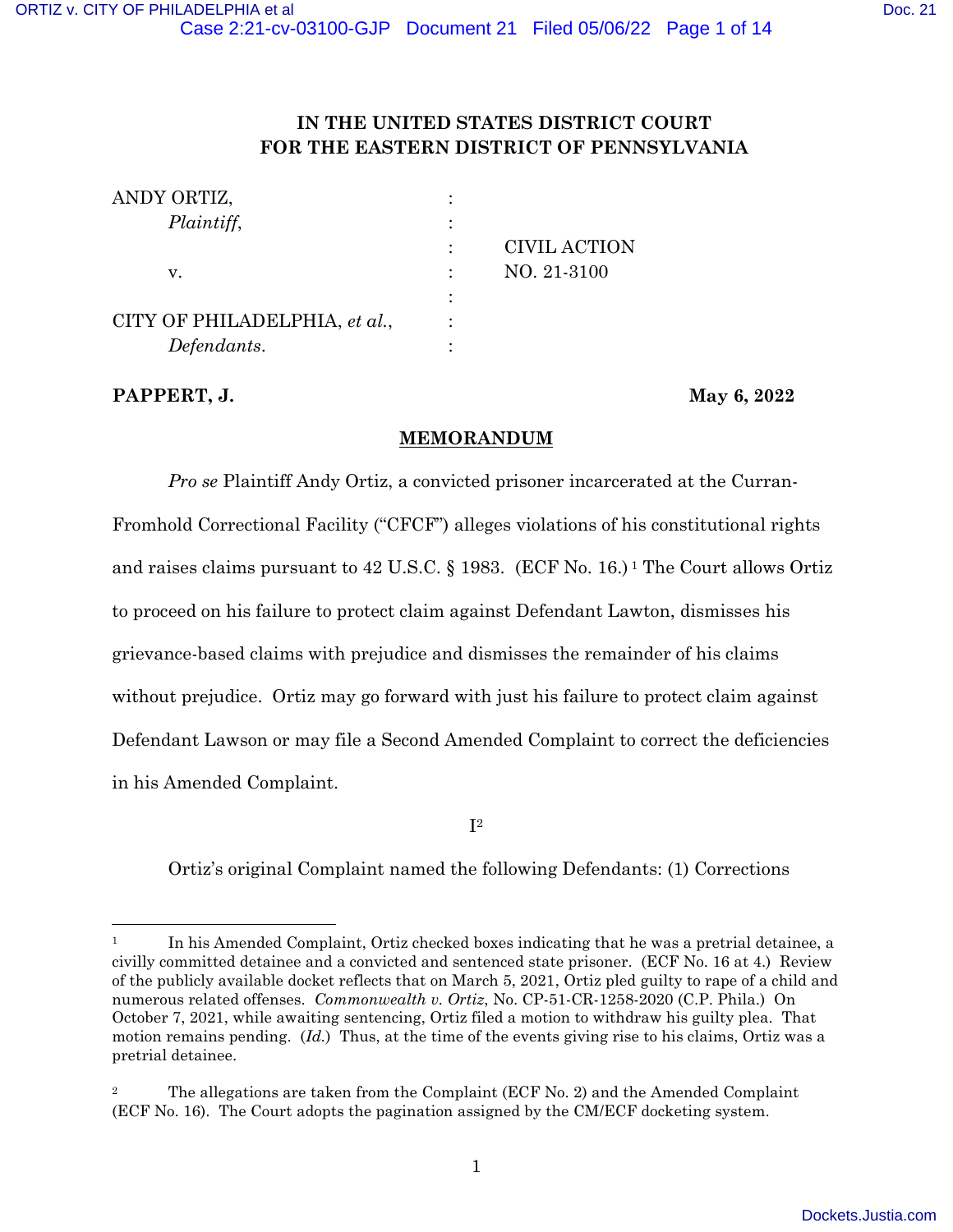**IN THE UNITED STATES DISTRICT COURT**
**FOR THE EASTERN DISTRICT OF PENNSYLVANIA**

| | | |
|---|---|---|
| ANDY ORTIZ, | : | |
| *Plaintiff*, | : | |
| | : | CIVIL ACTION |
| v. | : | NO. 21-3100 |
| | : | |
| CITY OF PHILADELPHIA, *et al.*, | : | |
| *Defendants*. | : | |

**PAPPERT, J.** **May 6, 2022**

## MEMORANDUM

*Pro se* Plaintiff Andy Ortiz, a convicted prisoner incarcerated at the Curran-Fromhold Correctional Facility ("CFCF") alleges violations of his constitutional rights and raises claims pursuant to 42 U.S.C. § 1983. (ECF No. 16.)[1] The Court allows Ortiz to proceed on his failure to protect claim against Defendant Lawton, dismisses his grievance-based claims with prejudice and dismisses the remainder of his claims without prejudice. Ortiz may go forward with just his failure to protect claim against Defendant Lawson or may file a Second Amended Complaint to correct the deficiencies in his Amended Complaint.

I[2]

Ortiz's original Complaint named the following Defendants: (1) Corrections

---

[1] In his Amended Complaint, Ortiz checked boxes indicating that he was a pretrial detainee, a civilly committed detainee and a convicted and sentenced state prisoner. (ECF No. 16 at 4.) Review of the publicly available docket reflects that on March 5, 2021, Ortiz pled guilty to rape of a child and numerous related offenses. *Commonwealth v. Ortiz*, No. CP-51-CR-1258-2020 (C.P. Phila.) On October 7, 2021, while awaiting sentencing, Ortiz filed a motion to withdraw his guilty plea. That motion remains pending. (*Id.*) Thus, at the time of the events giving rise to his claims, Ortiz was a pretrial detainee.

[2] The allegations are taken from the Complaint (ECF No. 2) and the Amended Complaint (ECF No. 16). The Court adopts the pagination assigned by the CM/ECF docketing system.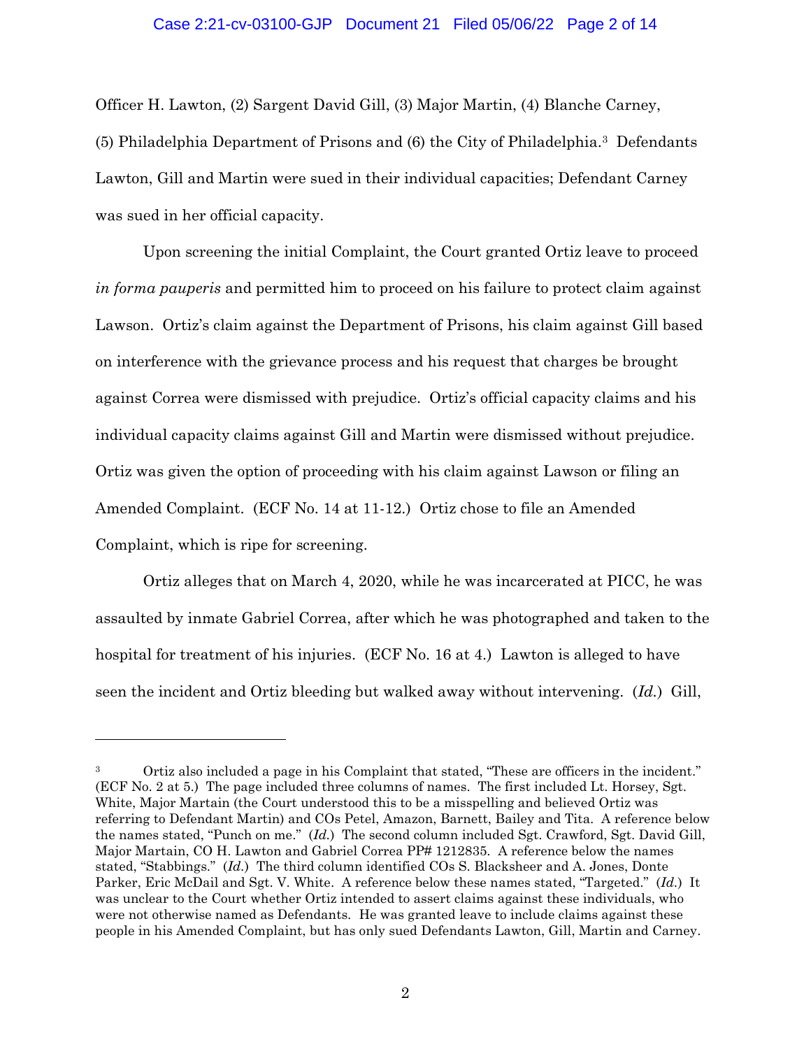Officer H. Lawton, (2) Sargent David Gill, (3) Major Martin, (4) Blanche Carney, (5) Philadelphia Department of Prisons and (6) the City of Philadelphia.[3] Defendants Lawton, Gill and Martin were sued in their individual capacities; Defendant Carney was sued in her official capacity.

Upon screening the initial Complaint, the Court granted Ortiz leave to proceed *in forma pauperis* and permitted him to proceed on his failure to protect claim against Lawson. Ortiz's claim against the Department of Prisons, his claim against Gill based on interference with the grievance process and his request that charges be brought against Correa were dismissed with prejudice. Ortiz's official capacity claims and his individual capacity claims against Gill and Martin were dismissed without prejudice. Ortiz was given the option of proceeding with his claim against Lawson or filing an Amended Complaint. (ECF No. 14 at 11-12.) Ortiz chose to file an Amended Complaint, which is ripe for screening.

Ortiz alleges that on March 4, 2020, while he was incarcerated at PICC, he was assaulted by inmate Gabriel Correa, after which he was photographed and taken to the hospital for treatment of his injuries. (ECF No. 16 at 4.) Lawton is alleged to have seen the incident and Ortiz bleeding but walked away without intervening. (*Id.*) Gill,

---

[3] Ortiz also included a page in his Complaint that stated, "These are officers in the incident." (ECF No. 2 at 5.) The page included three columns of names. The first included Lt. Horsey, Sgt. White, Major Martain (the Court understood this to be a misspelling and believed Ortiz was referring to Defendant Martin) and COs Petel, Amazon, Barnett, Bailey and Tita. A reference below the names stated, "Punch on me." (*Id.*) The second column included Sgt. Crawford, Sgt. David Gill, Major Martain, CO H. Lawton and Gabriel Correa PP# 1212835. A reference below the names stated, "Stabbings." (*Id.*) The third column identified COs S. Blacksheer and A. Jones, Donte Parker, Eric McDail and Sgt. V. White. A reference below these names stated, "Targeted." (*Id.*) It was unclear to the Court whether Ortiz intended to assert claims against these individuals, who were not otherwise named as Defendants. He was granted leave to include claims against these people in his Amended Complaint, but has only sued Defendants Lawton, Gill, Martin and Carney.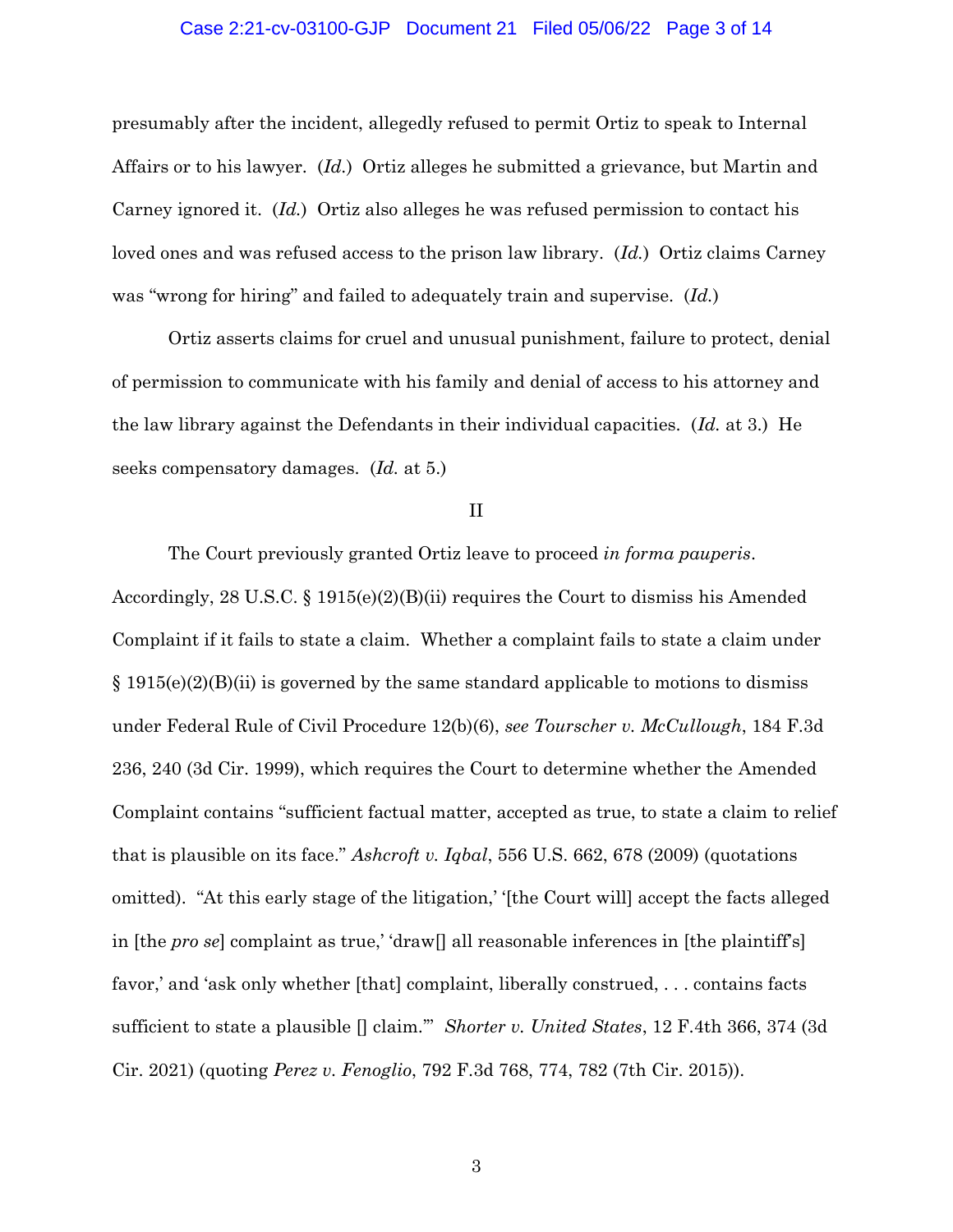presumably after the incident, allegedly refused to permit Ortiz to speak to Internal Affairs or to his lawyer. (*Id.*) Ortiz alleges he submitted a grievance, but Martin and Carney ignored it. (*Id.*) Ortiz also alleges he was refused permission to contact his loved ones and was refused access to the prison law library. (*Id.*) Ortiz claims Carney was "wrong for hiring" and failed to adequately train and supervise. (*Id.*)

Ortiz asserts claims for cruel and unusual punishment, failure to protect, denial of permission to communicate with his family and denial of access to his attorney and the law library against the Defendants in their individual capacities. (*Id.* at 3.) He seeks compensatory damages. (*Id.* at 5.)

II

The Court previously granted Ortiz leave to proceed *in forma pauperis*. Accordingly, 28 U.S.C. § 1915(e)(2)(B)(ii) requires the Court to dismiss his Amended Complaint if it fails to state a claim. Whether a complaint fails to state a claim under § 1915(e)(2)(B)(ii) is governed by the same standard applicable to motions to dismiss under Federal Rule of Civil Procedure 12(b)(6), *see Tourscher v. McCullough*, 184 F.3d 236, 240 (3d Cir. 1999), which requires the Court to determine whether the Amended Complaint contains "sufficient factual matter, accepted as true, to state a claim to relief that is plausible on its face." *Ashcroft v. Iqbal*, 556 U.S. 662, 678 (2009) (quotations omitted). "At this early stage of the litigation,' '[the Court will] accept the facts alleged in [the *pro se*] complaint as true,' 'draw[] all reasonable inferences in [the plaintiff's] favor,' and 'ask only whether [that] complaint, liberally construed, . . . contains facts sufficient to state a plausible [] claim.'" *Shorter v. United States*, 12 F.4th 366, 374 (3d Cir. 2021) (quoting *Perez v. Fenoglio*, 792 F.3d 768, 774, 782 (7th Cir. 2015)).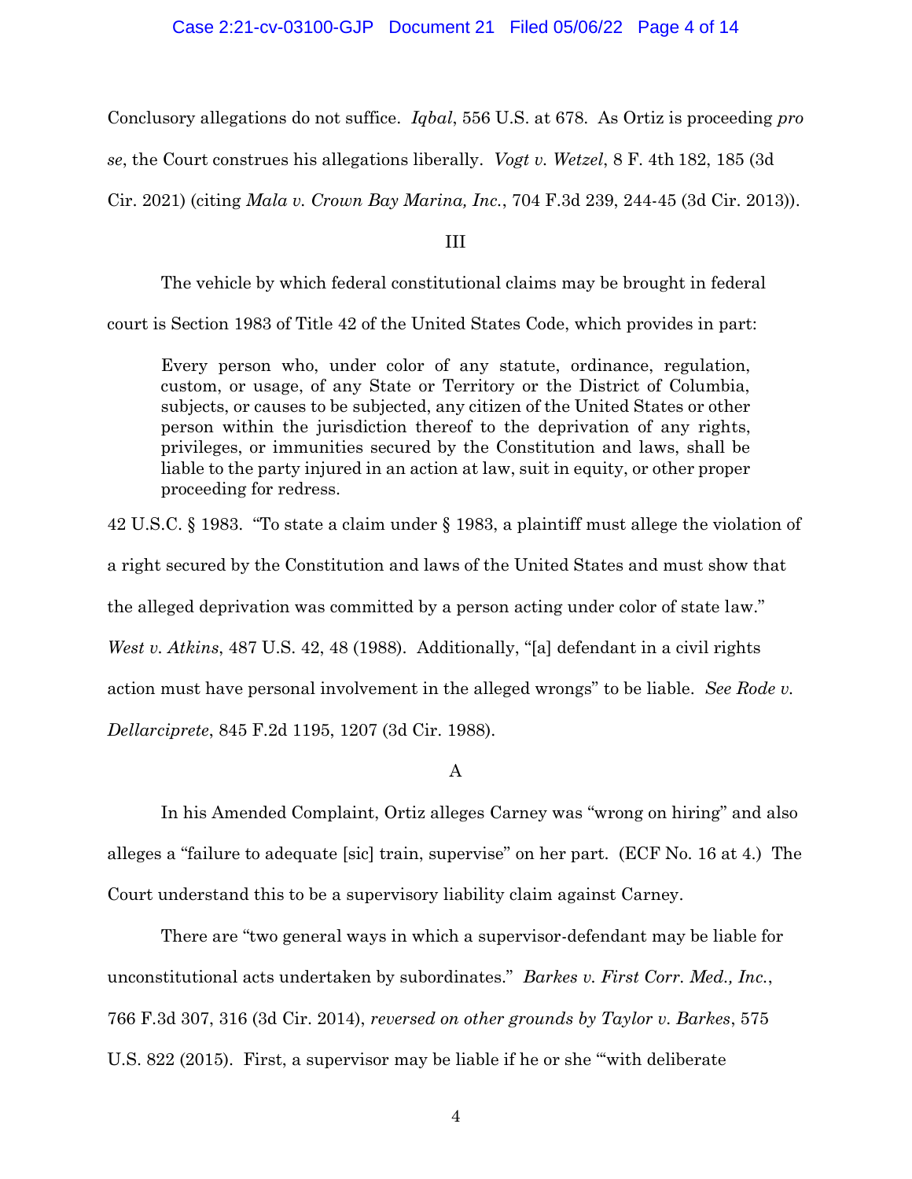Conclusory allegations do not suffice. *Iqbal*, 556 U.S. at 678. As Ortiz is proceeding *pro se*, the Court construes his allegations liberally. *Vogt v. Wetzel*, 8 F. 4th 182, 185 (3d Cir. 2021) (citing *Mala v. Crown Bay Marina, Inc.*, 704 F.3d 239, 244-45 (3d Cir. 2013)).

III

The vehicle by which federal constitutional claims may be brought in federal court is Section 1983 of Title 42 of the United States Code, which provides in part:

> Every person who, under color of any statute, ordinance, regulation, custom, or usage, of any State or Territory or the District of Columbia, subjects, or causes to be subjected, any citizen of the United States or other person within the jurisdiction thereof to the deprivation of any rights, privileges, or immunities secured by the Constitution and laws, shall be liable to the party injured in an action at law, suit in equity, or other proper proceeding for redress.

42 U.S.C. § 1983. "To state a claim under § 1983, a plaintiff must allege the violation of a right secured by the Constitution and laws of the United States and must show that the alleged deprivation was committed by a person acting under color of state law." *West v. Atkins*, 487 U.S. 42, 48 (1988). Additionally, "[a] defendant in a civil rights action must have personal involvement in the alleged wrongs" to be liable. *See Rode v. Dellarciprete*, 845 F.2d 1195, 1207 (3d Cir. 1988).

A

In his Amended Complaint, Ortiz alleges Carney was "wrong on hiring" and also alleges a "failure to adequate [sic] train, supervise" on her part. (ECF No. 16 at 4.) The Court understand this to be a supervisory liability claim against Carney.

There are "two general ways in which a supervisor-defendant may be liable for unconstitutional acts undertaken by subordinates." *Barkes v. First Corr. Med., Inc.*, 766 F.3d 307, 316 (3d Cir. 2014), *reversed on other grounds by Taylor v. Barkes*, 575 U.S. 822 (2015). First, a supervisor may be liable if he or she "'with deliberate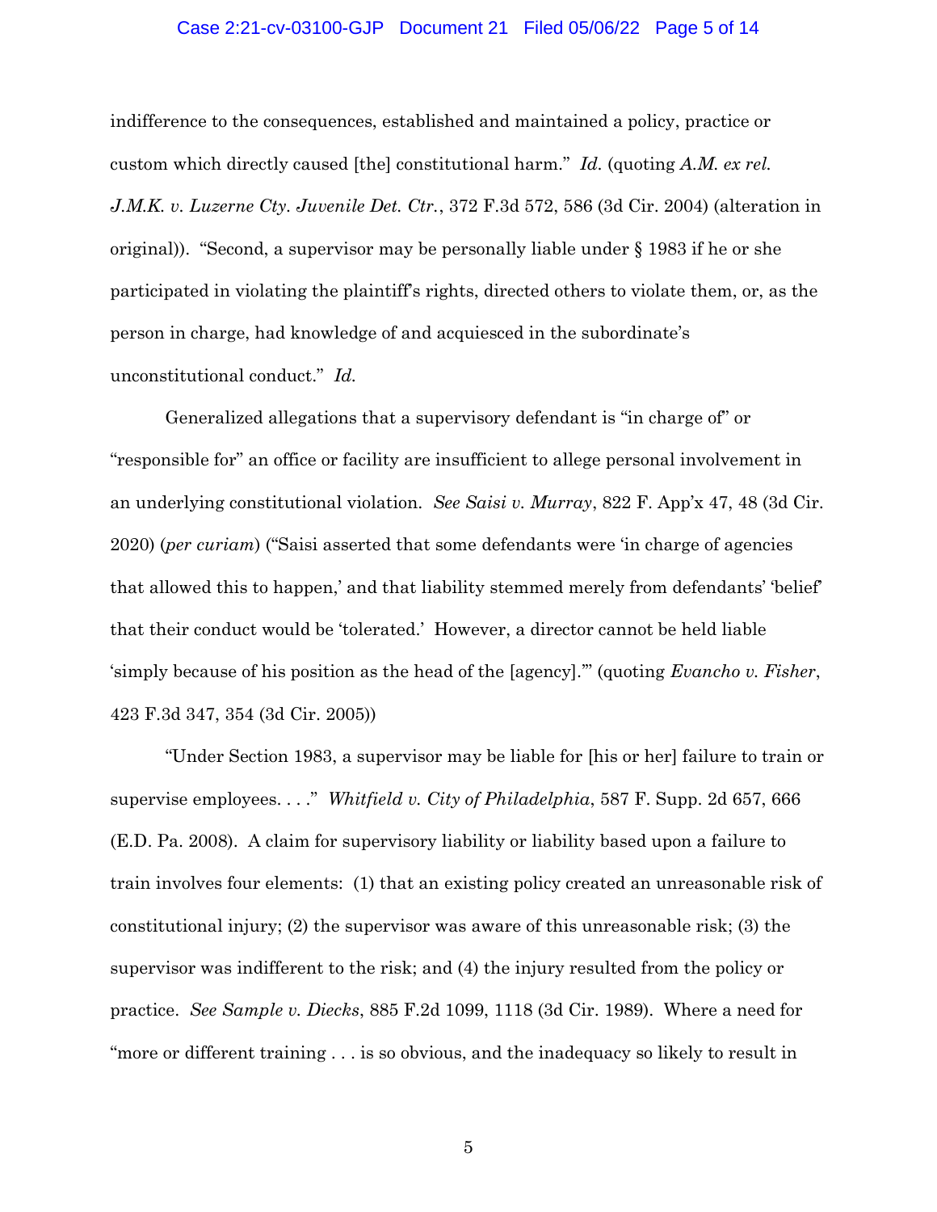indifference to the consequences, established and maintained a policy, practice or custom which directly caused [the] constitutional harm." *Id.* (quoting *A.M. ex rel. J.M.K. v. Luzerne Cty. Juvenile Det. Ctr.*, 372 F.3d 572, 586 (3d Cir. 2004) (alteration in original)). "Second, a supervisor may be personally liable under § 1983 if he or she participated in violating the plaintiff's rights, directed others to violate them, or, as the person in charge, had knowledge of and acquiesced in the subordinate's unconstitutional conduct." *Id.*

Generalized allegations that a supervisory defendant is "in charge of" or "responsible for" an office or facility are insufficient to allege personal involvement in an underlying constitutional violation. *See Saisi v. Murray*, 822 F. App'x 47, 48 (3d Cir. 2020) (*per curiam*) ("Saisi asserted that some defendants were 'in charge of agencies that allowed this to happen,' and that liability stemmed merely from defendants' 'belief' that their conduct would be 'tolerated.' However, a director cannot be held liable 'simply because of his position as the head of the [agency].'" (quoting *Evancho v. Fisher*, 423 F.3d 347, 354 (3d Cir. 2005))

"Under Section 1983, a supervisor may be liable for [his or her] failure to train or supervise employees. . . ." *Whitfield v. City of Philadelphia*, 587 F. Supp. 2d 657, 666 (E.D. Pa. 2008). A claim for supervisory liability or liability based upon a failure to train involves four elements: (1) that an existing policy created an unreasonable risk of constitutional injury; (2) the supervisor was aware of this unreasonable risk; (3) the supervisor was indifferent to the risk; and (4) the injury resulted from the policy or practice. *See Sample v. Diecks*, 885 F.2d 1099, 1118 (3d Cir. 1989). Where a need for "more or different training . . . is so obvious, and the inadequacy so likely to result in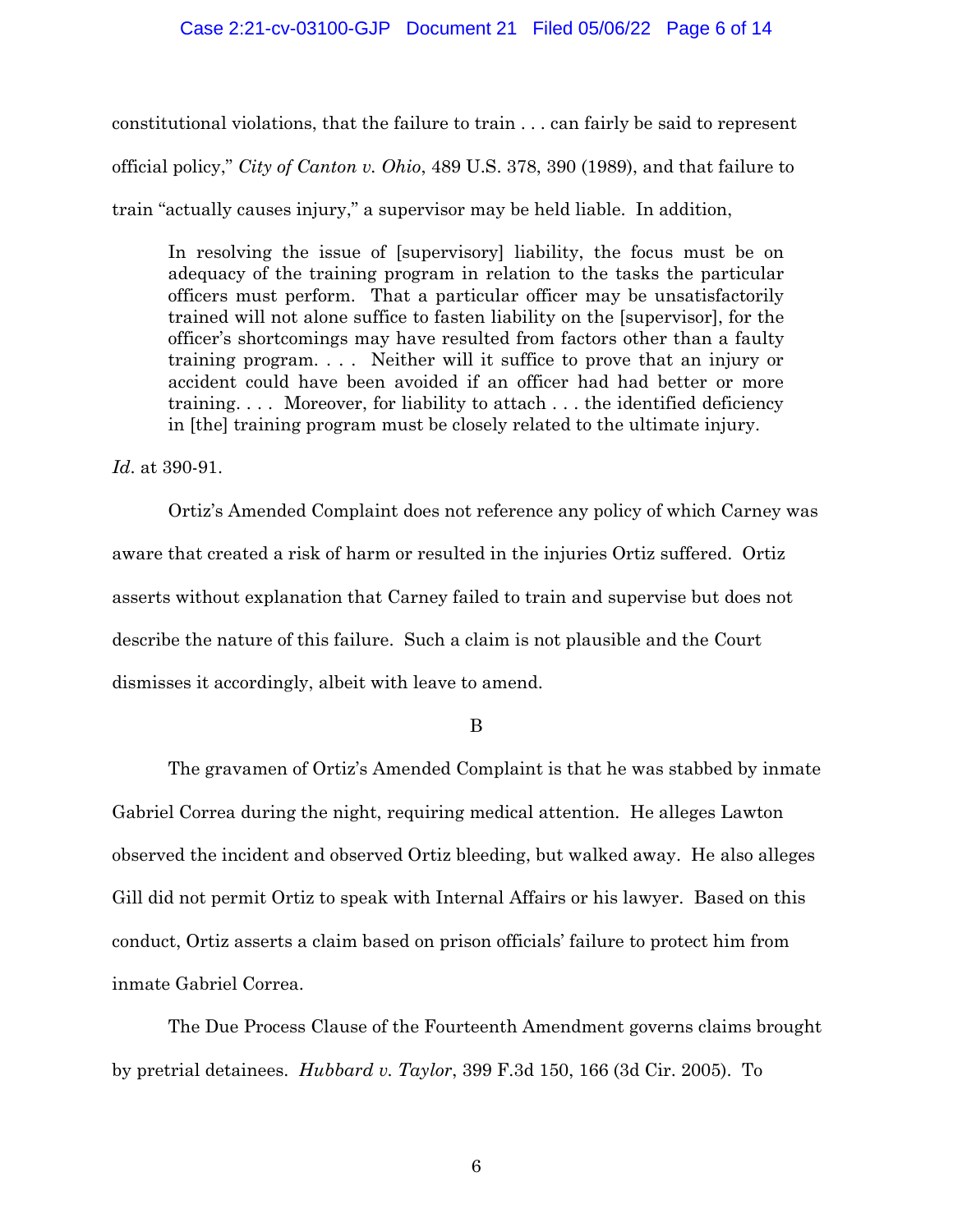constitutional violations, that the failure to train . . . can fairly be said to represent official policy," *City of Canton v. Ohio*, 489 U.S. 378, 390 (1989), and that failure to train "actually causes injury," a supervisor may be held liable. In addition,

> In resolving the issue of [supervisory] liability, the focus must be on adequacy of the training program in relation to the tasks the particular officers must perform. That a particular officer may be unsatisfactorily trained will not alone suffice to fasten liability on the [supervisor], for the officer's shortcomings may have resulted from factors other than a faulty training program. . . . Neither will it suffice to prove that an injury or accident could have been avoided if an officer had had better or more training. . . . Moreover, for liability to attach . . . the identified deficiency in [the] training program must be closely related to the ultimate injury.

*Id*. at 390-91.

Ortiz's Amended Complaint does not reference any policy of which Carney was aware that created a risk of harm or resulted in the injuries Ortiz suffered. Ortiz asserts without explanation that Carney failed to train and supervise but does not describe the nature of this failure. Such a claim is not plausible and the Court dismisses it accordingly, albeit with leave to amend.

B

The gravamen of Ortiz's Amended Complaint is that he was stabbed by inmate Gabriel Correa during the night, requiring medical attention. He alleges Lawton observed the incident and observed Ortiz bleeding, but walked away. He also alleges Gill did not permit Ortiz to speak with Internal Affairs or his lawyer. Based on this conduct, Ortiz asserts a claim based on prison officials' failure to protect him from inmate Gabriel Correa.

The Due Process Clause of the Fourteenth Amendment governs claims brought by pretrial detainees. *Hubbard v. Taylor*, 399 F.3d 150, 166 (3d Cir. 2005). To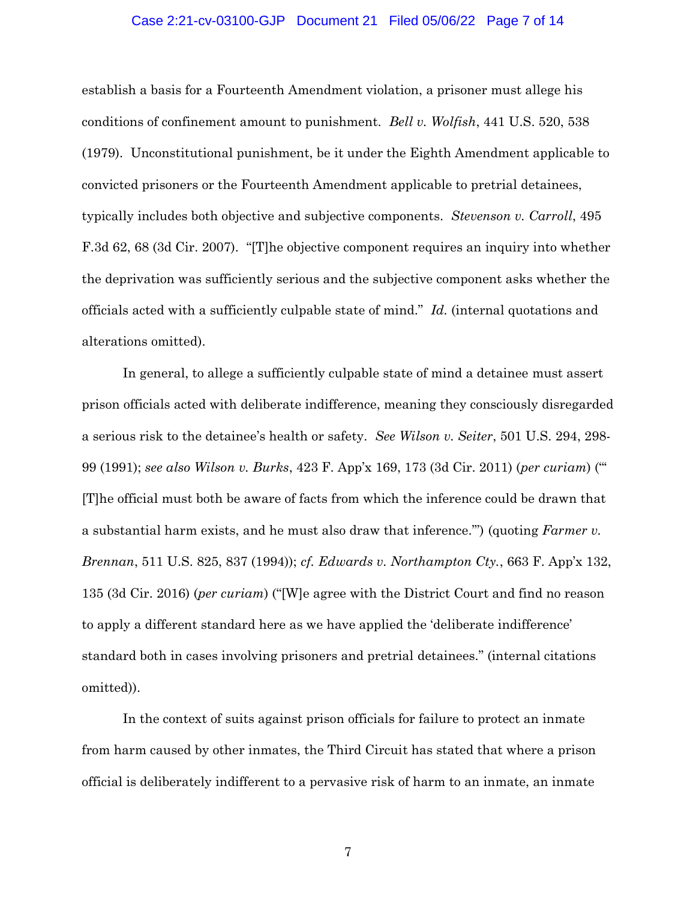establish a basis for a Fourteenth Amendment violation, a prisoner must allege his conditions of confinement amount to punishment. *Bell v. Wolfish*, 441 U.S. 520, 538 (1979). Unconstitutional punishment, be it under the Eighth Amendment applicable to convicted prisoners or the Fourteenth Amendment applicable to pretrial detainees, typically includes both objective and subjective components. *Stevenson v. Carroll*, 495 F.3d 62, 68 (3d Cir. 2007). "[T]he objective component requires an inquiry into whether the deprivation was sufficiently serious and the subjective component asks whether the officials acted with a sufficiently culpable state of mind." *Id.* (internal quotations and alterations omitted).

In general, to allege a sufficiently culpable state of mind a detainee must assert prison officials acted with deliberate indifference, meaning they consciously disregarded a serious risk to the detainee's health or safety. *See Wilson v. Seiter*, 501 U.S. 294, 298-99 (1991); *see also Wilson v. Burks*, 423 F. App'x 169, 173 (3d Cir. 2011) (*per curiam*) ("'[T]he official must both be aware of facts from which the inference could be drawn that a substantial harm exists, and he must also draw that inference.'") (quoting *Farmer v. Brennan*, 511 U.S. 825, 837 (1994)); *cf. Edwards v. Northampton Cty.*, 663 F. App'x 132, 135 (3d Cir. 2016) (*per curiam*) ("[W]e agree with the District Court and find no reason to apply a different standard here as we have applied the 'deliberate indifference' standard both in cases involving prisoners and pretrial detainees." (internal citations omitted)).

In the context of suits against prison officials for failure to protect an inmate from harm caused by other inmates, the Third Circuit has stated that where a prison official is deliberately indifferent to a pervasive risk of harm to an inmate, an inmate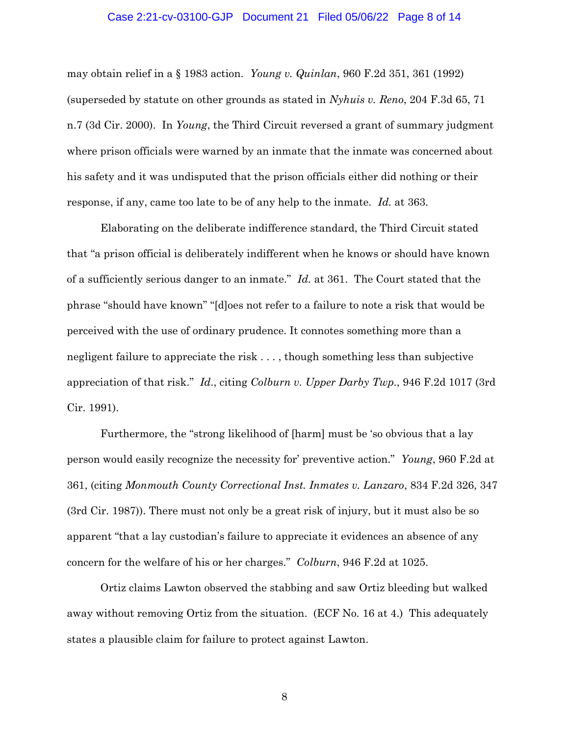may obtain relief in a § 1983 action. *Young v. Quinlan*, 960 F.2d 351, 361 (1992) (superseded by statute on other grounds as stated in *Nyhuis v. Reno*, 204 F.3d 65, 71 n.7 (3d Cir. 2000). In *Young*, the Third Circuit reversed a grant of summary judgment where prison officials were warned by an inmate that the inmate was concerned about his safety and it was undisputed that the prison officials either did nothing or their response, if any, came too late to be of any help to the inmate. *Id.* at 363.

Elaborating on the deliberate indifference standard, the Third Circuit stated that "a prison official is deliberately indifferent when he knows or should have known of a sufficiently serious danger to an inmate." *Id.* at 361. The Court stated that the phrase "should have known" "[d]oes not refer to a failure to note a risk that would be perceived with the use of ordinary prudence. It connotes something more than a negligent failure to appreciate the risk . . . , though something less than subjective appreciation of that risk." *Id.*, citing *Colburn v. Upper Darby Twp.*, 946 F.2d 1017 (3rd Cir. 1991).

Furthermore, the "strong likelihood of [harm] must be 'so obvious that a lay person would easily recognize the necessity for' preventive action." *Young*, 960 F.2d at 361, (citing *Monmouth County Correctional Inst. Inmates v. Lanzaro*, 834 F.2d 326, 347 (3rd Cir. 1987)). There must not only be a great risk of injury, but it must also be so apparent "that a lay custodian's failure to appreciate it evidences an absence of any concern for the welfare of his or her charges." *Colburn*, 946 F.2d at 1025.

Ortiz claims Lawton observed the stabbing and saw Ortiz bleeding but walked away without removing Ortiz from the situation. (ECF No. 16 at 4.) This adequately states a plausible claim for failure to protect against Lawton.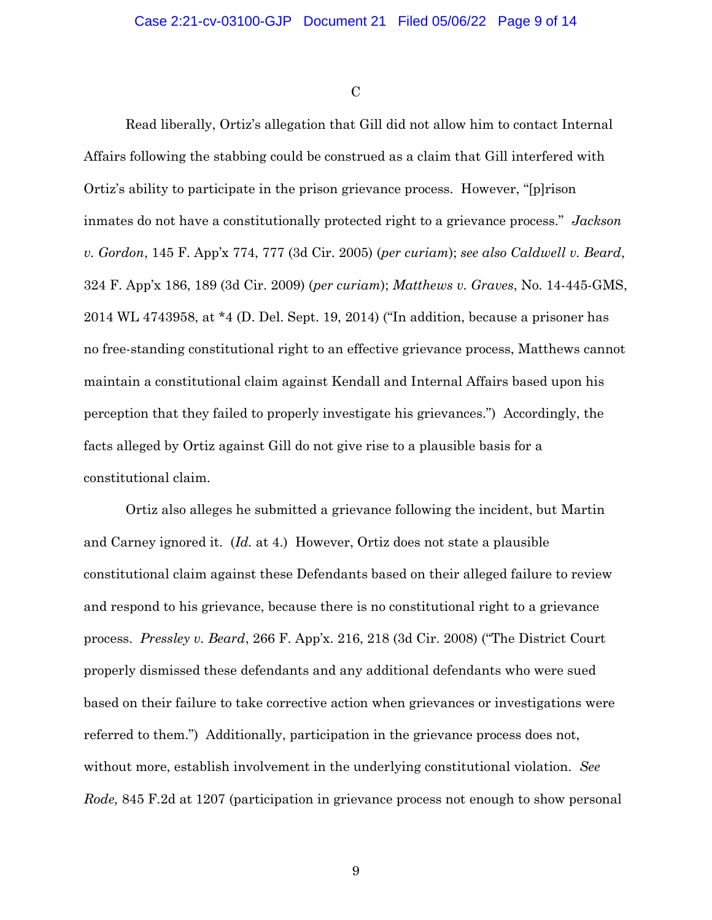C

Read liberally, Ortiz's allegation that Gill did not allow him to contact Internal Affairs following the stabbing could be construed as a claim that Gill interfered with Ortiz's ability to participate in the prison grievance process. However, "[p]rison inmates do not have a constitutionally protected right to a grievance process." *Jackson v. Gordon*, 145 F. App'x 774, 777 (3d Cir. 2005) (*per curiam*); *see also Caldwell v. Beard*, 324 F. App'x 186, 189 (3d Cir. 2009) (*per curiam*); *Matthews v. Graves*, No. 14-445-GMS, 2014 WL 4743958, at *4 (D. Del. Sept. 19, 2014) ("In addition, because a prisoner has no free-standing constitutional right to an effective grievance process, Matthews cannot maintain a constitutional claim against Kendall and Internal Affairs based upon his perception that they failed to properly investigate his grievances.") Accordingly, the facts alleged by Ortiz against Gill do not give rise to a plausible basis for a constitutional claim.

Ortiz also alleges he submitted a grievance following the incident, but Martin and Carney ignored it. (*Id.* at 4.) However, Ortiz does not state a plausible constitutional claim against these Defendants based on their alleged failure to review and respond to his grievance, because there is no constitutional right to a grievance process. *Pressley v. Beard*, 266 F. App'x. 216, 218 (3d Cir. 2008) ("The District Court properly dismissed these defendants and any additional defendants who were sued based on their failure to take corrective action when grievances or investigations were referred to them.") Additionally, participation in the grievance process does not, without more, establish involvement in the underlying constitutional violation. *See Rode,* 845 F.2d at 1207 (participation in grievance process not enough to show personal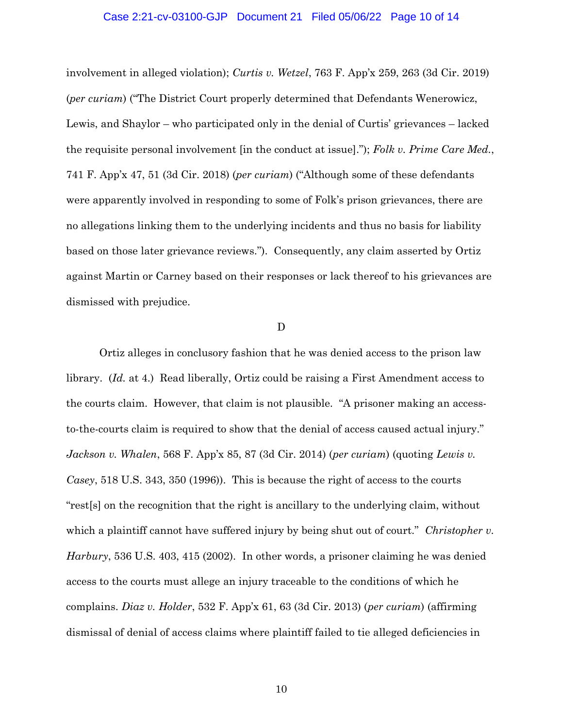involvement in alleged violation); *Curtis v. Wetzel*, 763 F. App'x 259, 263 (3d Cir. 2019) (*per curiam*) ("The District Court properly determined that Defendants Wenerowicz, Lewis, and Shaylor – who participated only in the denial of Curtis' grievances – lacked the requisite personal involvement [in the conduct at issue]."); *Folk v. Prime Care Med.*, 741 F. App'x 47, 51 (3d Cir. 2018) (*per curiam*) ("Although some of these defendants were apparently involved in responding to some of Folk's prison grievances, there are no allegations linking them to the underlying incidents and thus no basis for liability based on those later grievance reviews."). Consequently, any claim asserted by Ortiz against Martin or Carney based on their responses or lack thereof to his grievances are dismissed with prejudice.

D

Ortiz alleges in conclusory fashion that he was denied access to the prison law library. (*Id.* at 4.) Read liberally, Ortiz could be raising a First Amendment access to the courts claim. However, that claim is not plausible. "A prisoner making an access-to-the-courts claim is required to show that the denial of access caused actual injury." *Jackson v. Whalen*, 568 F. App'x 85, 87 (3d Cir. 2014) (*per curiam*) (quoting *Lewis v. Casey*, 518 U.S. 343, 350 (1996)). This is because the right of access to the courts "rest[s] on the recognition that the right is ancillary to the underlying claim, without which a plaintiff cannot have suffered injury by being shut out of court." *Christopher v. Harbury*, 536 U.S. 403, 415 (2002). In other words, a prisoner claiming he was denied access to the courts must allege an injury traceable to the conditions of which he complains. *Diaz v. Holder*, 532 F. App'x 61, 63 (3d Cir. 2013) (*per curiam*) (affirming dismissal of denial of access claims where plaintiff failed to tie alleged deficiencies in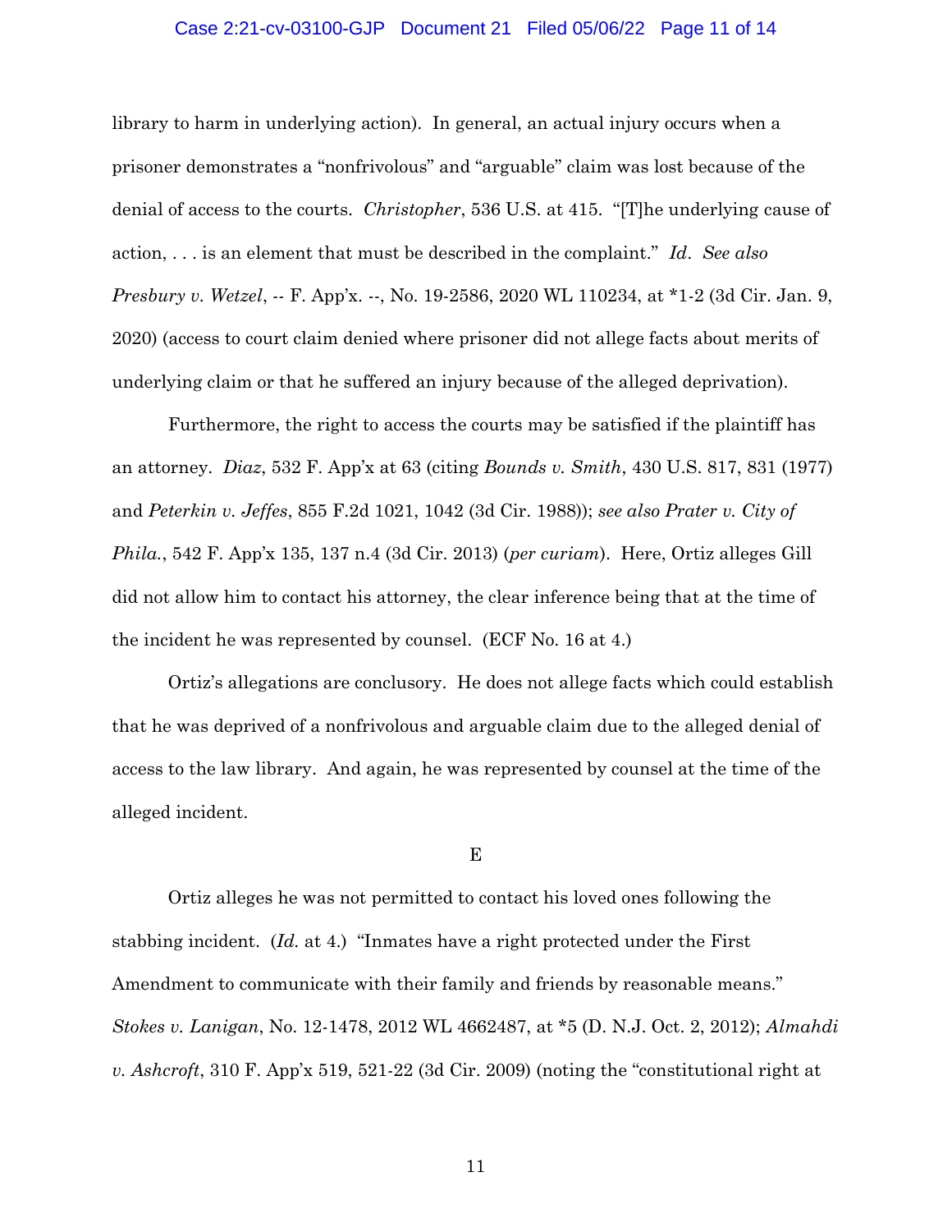library to harm in underlying action). In general, an actual injury occurs when a prisoner demonstrates a "nonfrivolous" and "arguable" claim was lost because of the denial of access to the courts. *Christopher*, 536 U.S. at 415. "[T]he underlying cause of action, . . . is an element that must be described in the complaint." *Id*. *See also Presbury v. Wetzel*, -- F. App'x. --, No. 19-2586, 2020 WL 110234, at *1-2 (3d Cir. Jan. 9, 2020) (access to court claim denied where prisoner did not allege facts about merits of underlying claim or that he suffered an injury because of the alleged deprivation).

Furthermore, the right to access the courts may be satisfied if the plaintiff has an attorney. *Diaz*, 532 F. App'x at 63 (citing *Bounds v. Smith*, 430 U.S. 817, 831 (1977) and *Peterkin v. Jeffes*, 855 F.2d 1021, 1042 (3d Cir. 1988)); *see also Prater v. City of Phila.*, 542 F. App'x 135, 137 n.4 (3d Cir. 2013) (*per curiam*). Here, Ortiz alleges Gill did not allow him to contact his attorney, the clear inference being that at the time of the incident he was represented by counsel. (ECF No. 16 at 4.)

Ortiz's allegations are conclusory. He does not allege facts which could establish that he was deprived of a nonfrivolous and arguable claim due to the alleged denial of access to the law library. And again, he was represented by counsel at the time of the alleged incident.

E

Ortiz alleges he was not permitted to contact his loved ones following the stabbing incident. (*Id.* at 4.) "Inmates have a right protected under the First Amendment to communicate with their family and friends by reasonable means." *Stokes v. Lanigan*, No. 12-1478, 2012 WL 4662487, at *5 (D. N.J. Oct. 2, 2012); *Almahdi v. Ashcroft*, 310 F. App'x 519, 521-22 (3d Cir. 2009) (noting the "constitutional right at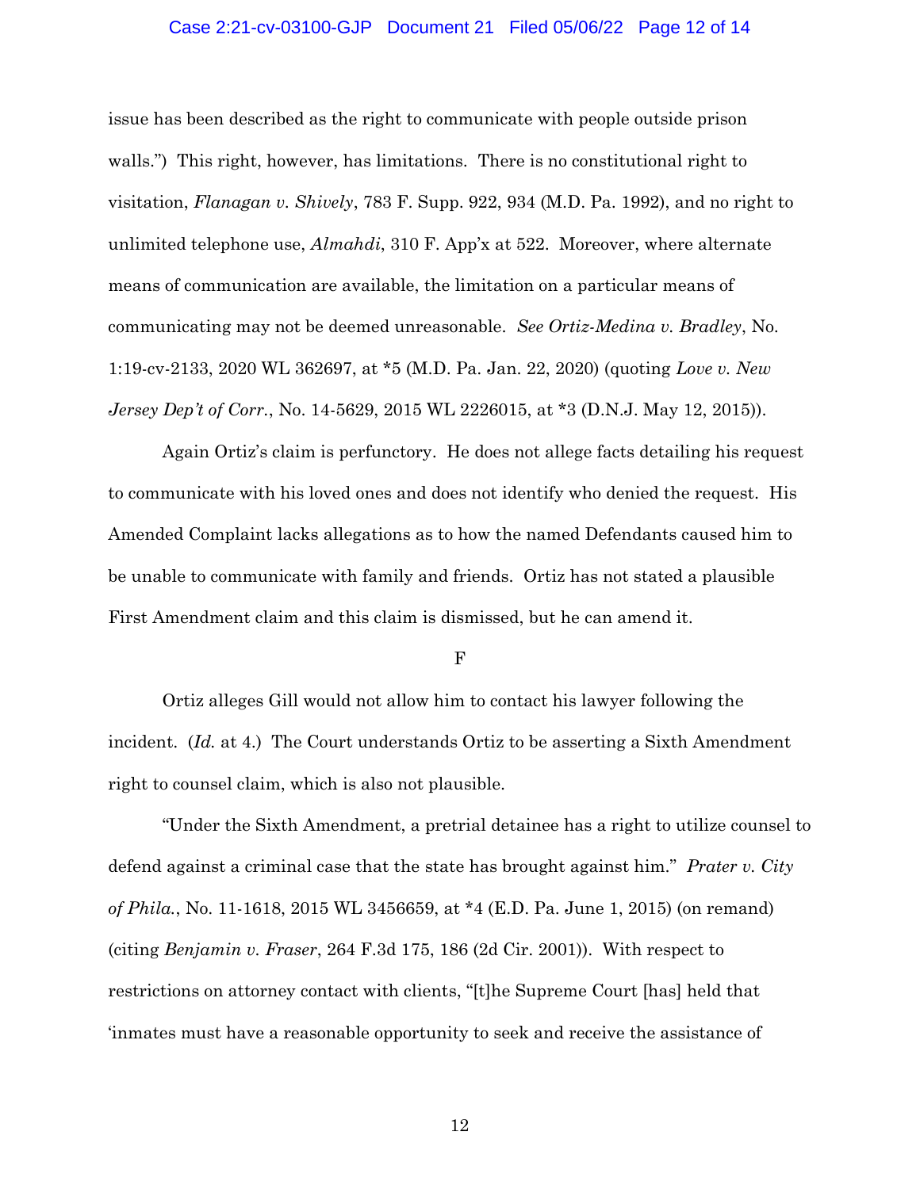issue has been described as the right to communicate with people outside prison walls.") This right, however, has limitations. There is no constitutional right to visitation, *Flanagan v. Shively*, 783 F. Supp. 922, 934 (M.D. Pa. 1992), and no right to unlimited telephone use, *Almahdi*, 310 F. App'x at 522. Moreover, where alternate means of communication are available, the limitation on a particular means of communicating may not be deemed unreasonable. *See Ortiz-Medina v. Bradley*, No. 1:19-cv-2133, 2020 WL 362697, at *5 (M.D. Pa. Jan. 22, 2020) (quoting *Love v. New Jersey Dep't of Corr.*, No. 14-5629, 2015 WL 2226015, at *3 (D.N.J. May 12, 2015)).

Again Ortiz's claim is perfunctory. He does not allege facts detailing his request to communicate with his loved ones and does not identify who denied the request. His Amended Complaint lacks allegations as to how the named Defendants caused him to be unable to communicate with family and friends. Ortiz has not stated a plausible First Amendment claim and this claim is dismissed, but he can amend it.

F

Ortiz alleges Gill would not allow him to contact his lawyer following the incident. (*Id.* at 4.) The Court understands Ortiz to be asserting a Sixth Amendment right to counsel claim, which is also not plausible.

"Under the Sixth Amendment, a pretrial detainee has a right to utilize counsel to defend against a criminal case that the state has brought against him." *Prater v. City of Phila.*, No. 11-1618, 2015 WL 3456659, at *4 (E.D. Pa. June 1, 2015) (on remand) (citing *Benjamin v. Fraser*, 264 F.3d 175, 186 (2d Cir. 2001)). With respect to restrictions on attorney contact with clients, "[t]he Supreme Court [has] held that 'inmates must have a reasonable opportunity to seek and receive the assistance of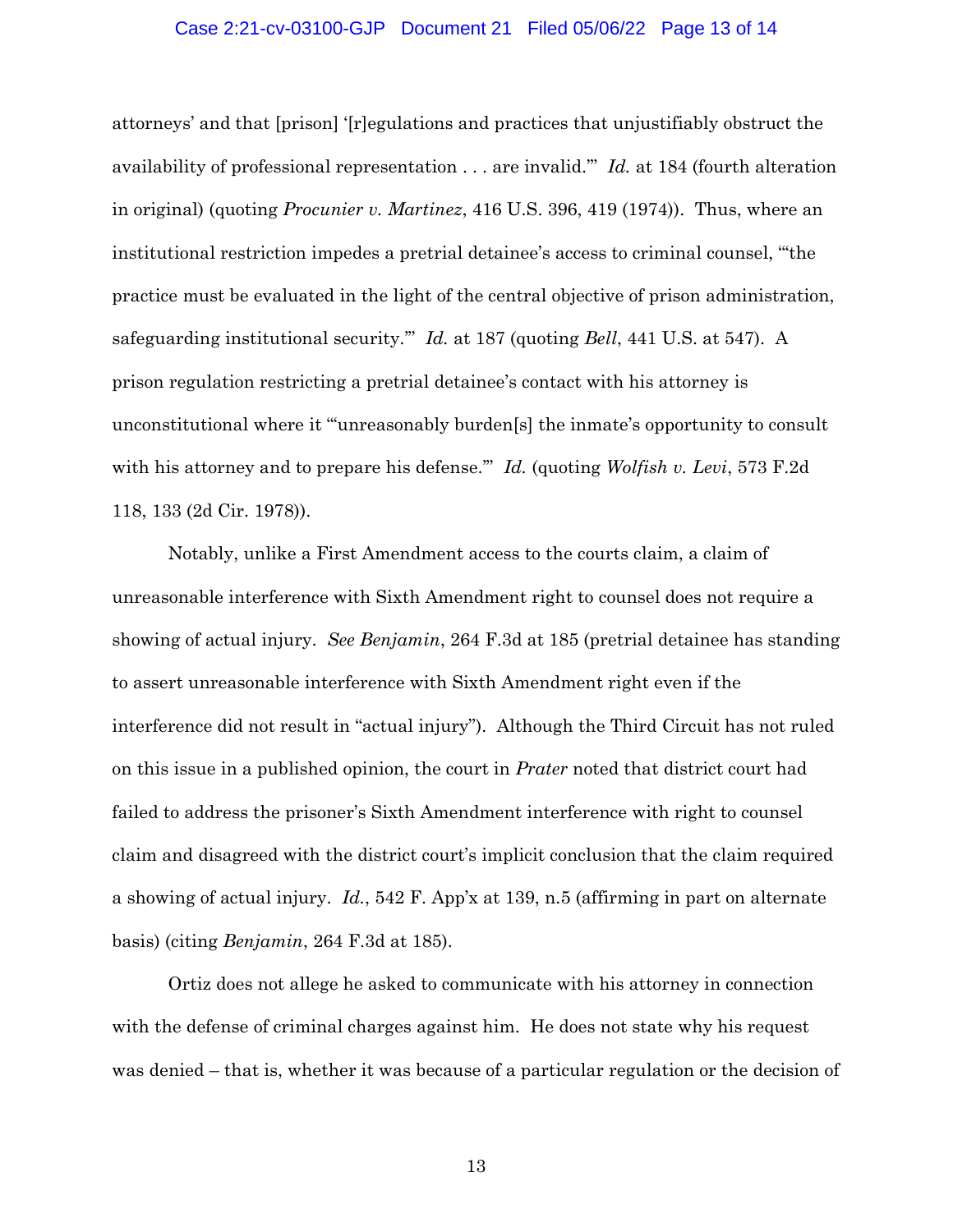attorneys' and that [prison] '[r]egulations and practices that unjustifiably obstruct the availability of professional representation . . . are invalid.'" *Id.* at 184 (fourth alteration in original) (quoting *Procunier v. Martinez*, 416 U.S. 396, 419 (1974)). Thus, where an institutional restriction impedes a pretrial detainee's access to criminal counsel, "'the practice must be evaluated in the light of the central objective of prison administration, safeguarding institutional security.'" *Id.* at 187 (quoting *Bell*, 441 U.S. at 547). A prison regulation restricting a pretrial detainee's contact with his attorney is unconstitutional where it "'unreasonably burden[s] the inmate's opportunity to consult with his attorney and to prepare his defense.'" *Id.* (quoting *Wolfish v. Levi*, 573 F.2d 118, 133 (2d Cir. 1978)).

Notably, unlike a First Amendment access to the courts claim, a claim of unreasonable interference with Sixth Amendment right to counsel does not require a showing of actual injury. *See Benjamin*, 264 F.3d at 185 (pretrial detainee has standing to assert unreasonable interference with Sixth Amendment right even if the interference did not result in "actual injury"). Although the Third Circuit has not ruled on this issue in a published opinion, the court in *Prater* noted that district court had failed to address the prisoner's Sixth Amendment interference with right to counsel claim and disagreed with the district court's implicit conclusion that the claim required a showing of actual injury. *Id.*, 542 F. App'x at 139, n.5 (affirming in part on alternate basis) (citing *Benjamin*, 264 F.3d at 185).

Ortiz does not allege he asked to communicate with his attorney in connection with the defense of criminal charges against him. He does not state why his request was denied – that is, whether it was because of a particular regulation or the decision of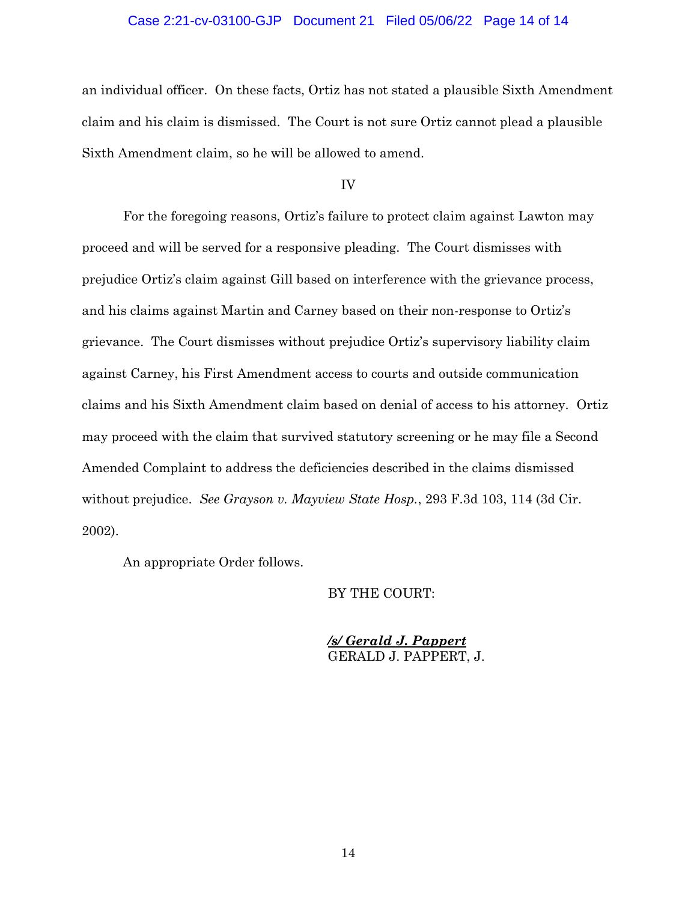an individual officer. On these facts, Ortiz has not stated a plausible Sixth Amendment claim and his claim is dismissed. The Court is not sure Ortiz cannot plead a plausible Sixth Amendment claim, so he will be allowed to amend.

## IV

For the foregoing reasons, Ortiz's failure to protect claim against Lawton may proceed and will be served for a responsive pleading. The Court dismisses with prejudice Ortiz's claim against Gill based on interference with the grievance process, and his claims against Martin and Carney based on their non-response to Ortiz's grievance. The Court dismisses without prejudice Ortiz's supervisory liability claim against Carney, his First Amendment access to courts and outside communication claims and his Sixth Amendment claim based on denial of access to his attorney. Ortiz may proceed with the claim that survived statutory screening or he may file a Second Amended Complaint to address the deficiencies described in the claims dismissed without prejudice. *See Grayson v. Mayview State Hosp.*, 293 F.3d 103, 114 (3d Cir. 2002).

An appropriate Order follows.

BY THE COURT:

***/s/ Gerald J. Pappert***
GERALD J. PAPPERT, J.